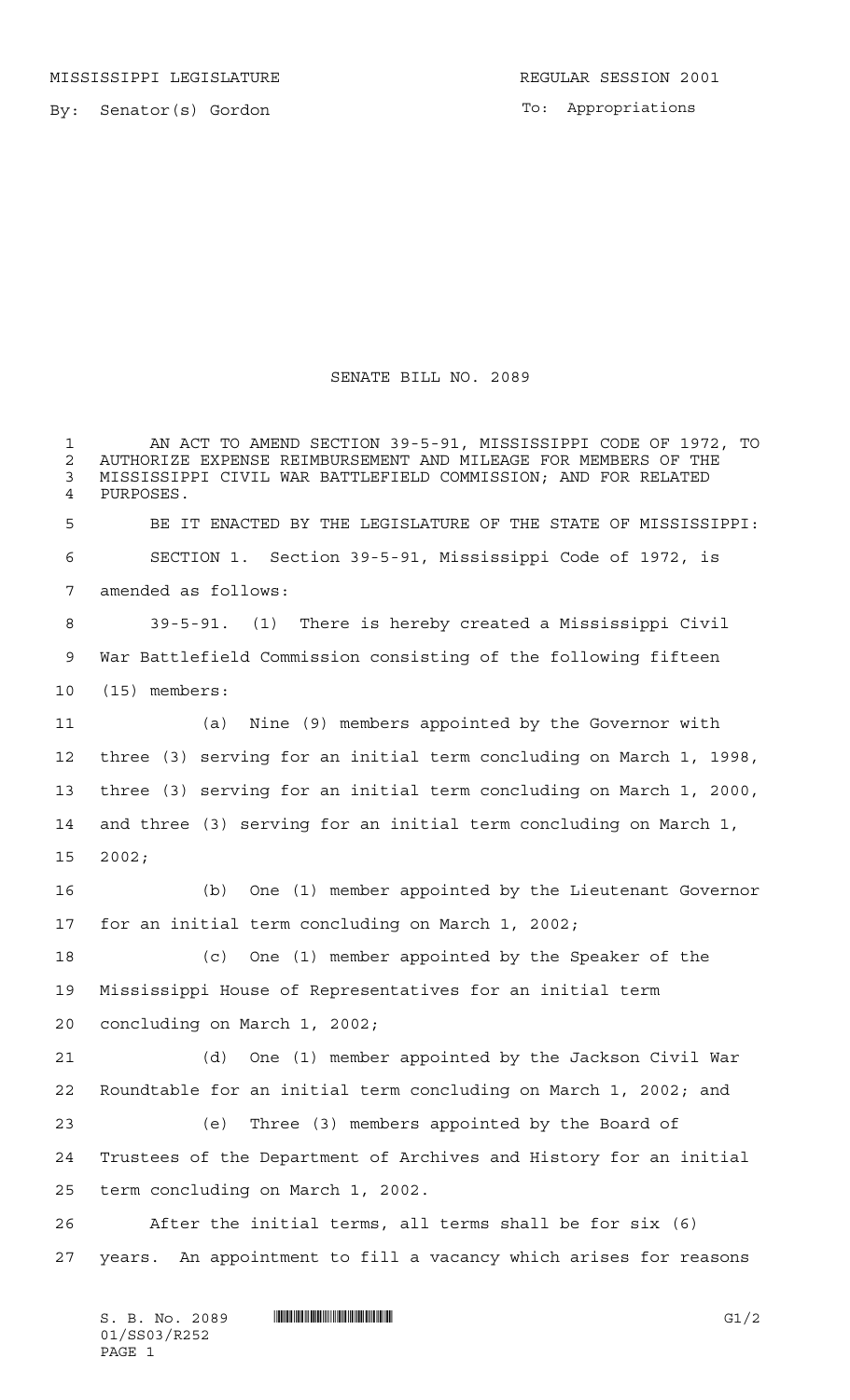MISSISSIPPI LEGISLATURE

REGULAR SESSION 2001

By: Senator(s) Gordon

To: Appropriations

# SENATE BILL NO. 2089

AN ACT TO AMEND SECTION 39-5-91, MISSISSIPPI CODE OF 1972, TO AUTHORIZE EXPENSE REIMBURSEMENT AND MILEAGE FOR MEMBERS OF THE MISSISSIPPI CIVIL WAR BATTLEFIELD COMMISSION; AND FOR RELATED PURPOSES.

BE IT ENACTED BY THE LEGISLATURE OF THE STATE OF MISSISSIPPI:

SECTION 1. Section 39-5-91, Mississippi Code of 1972, is amended as follows:

39-5-91. (1) There is hereby created a Mississippi Civil War Battlefield Commission consisting of the following fifteen (15) members:

(a) Nine (9) members appointed by the Governor with three (3) serving for an initial term concluding on March 1, 1998, three (3) serving for an initial term concluding on March 1, 2000, and three (3) serving for an initial term concluding on March 1, 2002;

(b) One (1) member appointed by the Lieutenant Governor for an initial term concluding on March 1, 2002;

(c) One (1) member appointed by the Speaker of the Mississippi House of Representatives for an initial term concluding on March 1, 2002;

(d) One (1) member appointed by the Jackson Civil War Roundtable for an initial term concluding on March 1, 2002; and

(e) Three (3) members appointed by the Board of Trustees of the Department of Archives and History for an initial term concluding on March 1, 2002.

After the initial terms, all terms shall be for six (6) years. An appointment to fill a vacancy which arises for reasons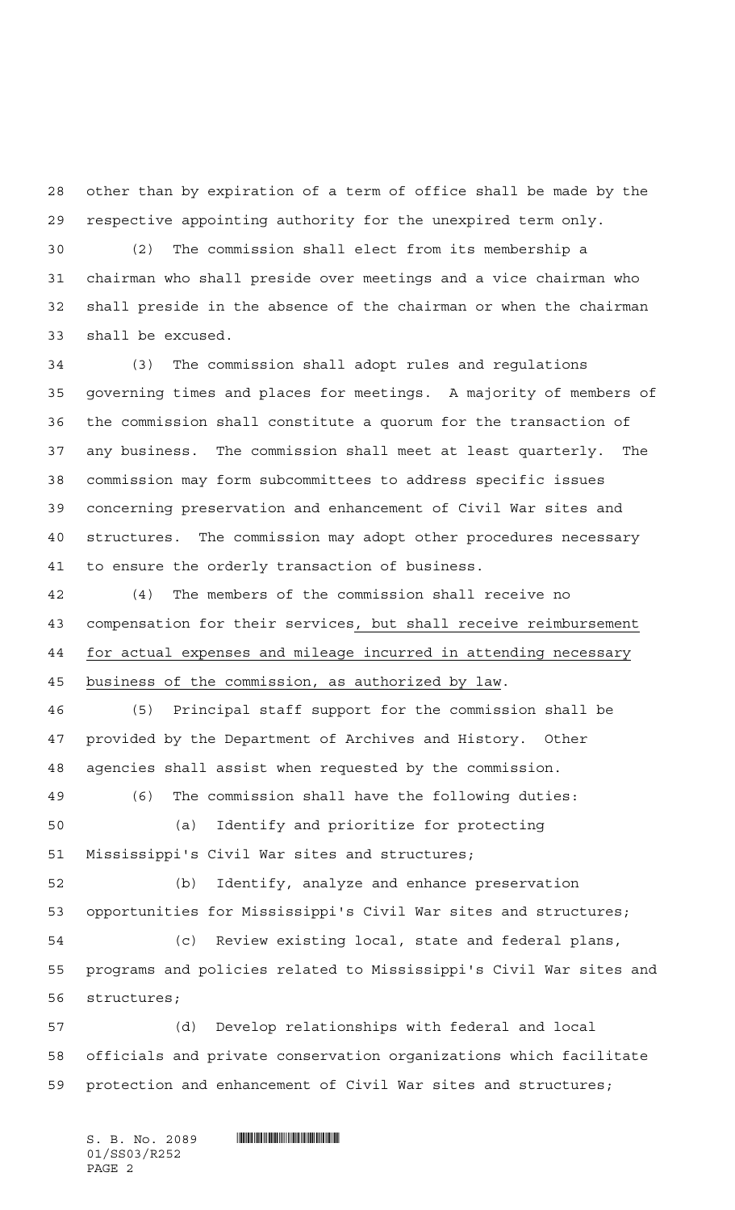other than by expiration of a term of office shall be made by the respective appointing authority for the unexpired term only.

(2) The commission shall elect from its membership a chairman who shall preside over meetings and a vice chairman who shall preside in the absence of the chairman or when the chairman shall be excused.

(3) The commission shall adopt rules and regulations governing times and places for meetings. A majority of members of the commission shall constitute a quorum for the transaction of any business. The commission shall meet at least quarterly. The commission may form subcommittees to address specific issues concerning preservation and enhancement of Civil War sites and structures. The commission may adopt other procedures necessary to ensure the orderly transaction of business.

(4) The members of the commission shall receive no compensation for their services<u>, but shall receive reimbursement for actual expenses and mileage incurred in attending necessary business of the commission, as authorized by law</u>.

(5) Principal staff support for the commission shall be provided by the Department of Archives and History. Other agencies shall assist when requested by the commission.

(6) The commission shall have the following duties:

(a) Identify and prioritize for protecting Mississippi's Civil War sites and structures;

(b) Identify, analyze and enhance preservation opportunities for Mississippi's Civil War sites and structures;

(c) Review existing local, state and federal plans, programs and policies related to Mississippi's Civil War sites and structures;

(d) Develop relationships with federal and local officials and private conservation organizations which facilitate protection and enhancement of Civil War sites and structures;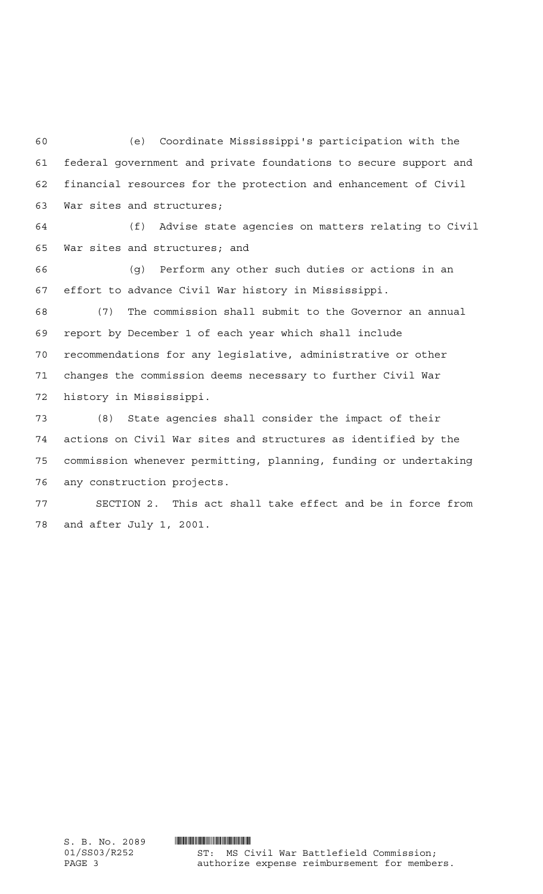(e) Coordinate Mississippi's participation with the federal government and private foundations to secure support and financial resources for the protection and enhancement of Civil War sites and structures;

(f) Advise state agencies on matters relating to Civil War sites and structures; and

(g) Perform any other such duties or actions in an effort to advance Civil War history in Mississippi.

(7) The commission shall submit to the Governor an annual report by December 1 of each year which shall include recommendations for any legislative, administrative or other changes the commission deems necessary to further Civil War history in Mississippi.

(8) State agencies shall consider the impact of their actions on Civil War sites and structures as identified by the commission whenever permitting, planning, funding or undertaking any construction projects.

SECTION 2. This act shall take effect and be in force from and after July 1, 2001.

S. B. No. 2089
01/SS03/R252
ST: MS Civil War Battlefield Commission; authorize expense reimbursement for members.